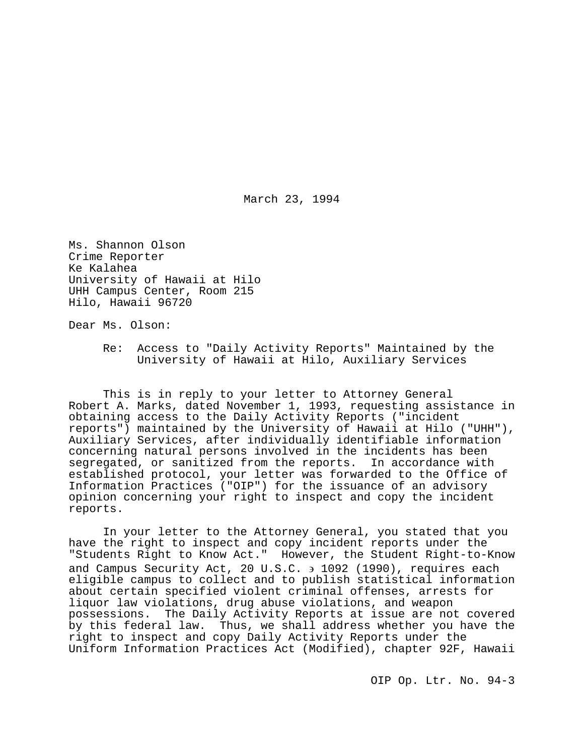March 23, 1994

Ms. Shannon Olson  
Crime Reporter  
Ke Kalahea  
University of Hawaii at Hilo  
UHH Campus Center, Room 215  
Hilo, Hawaii 96720

Dear Ms. Olson:

Re: Access to "Daily Activity Reports" Maintained by the University of Hawaii at Hilo, Auxiliary Services

This is in reply to your letter to Attorney General Robert A. Marks, dated November 1, 1993, requesting assistance in obtaining access to the Daily Activity Reports ("incident reports") maintained by the University of Hawaii at Hilo ("UHH"), Auxiliary Services, after individually identifiable information concerning natural persons involved in the incidents has been segregated, or sanitized from the reports. In accordance with established protocol, your letter was forwarded to the Office of Information Practices ("OIP") for the issuance of an advisory opinion concerning your right to inspect and copy the incident reports.

In your letter to the Attorney General, you stated that you have the right to inspect and copy incident reports under the "Students Right to Know Act." However, the Student Right-to-Know and Campus Security Act, 20 U.S.C. § 1092 (1990), requires each eligible campus to collect and to publish statistical information about certain specified violent criminal offenses, arrests for liquor law violations, drug abuse violations, and weapon possessions. The Daily Activity Reports at issue are not covered by this federal law. Thus, we shall address whether you have the right to inspect and copy Daily Activity Reports under the Uniform Information Practices Act (Modified), chapter 92F, Hawaii

OIP Op. Ltr. No. 94-3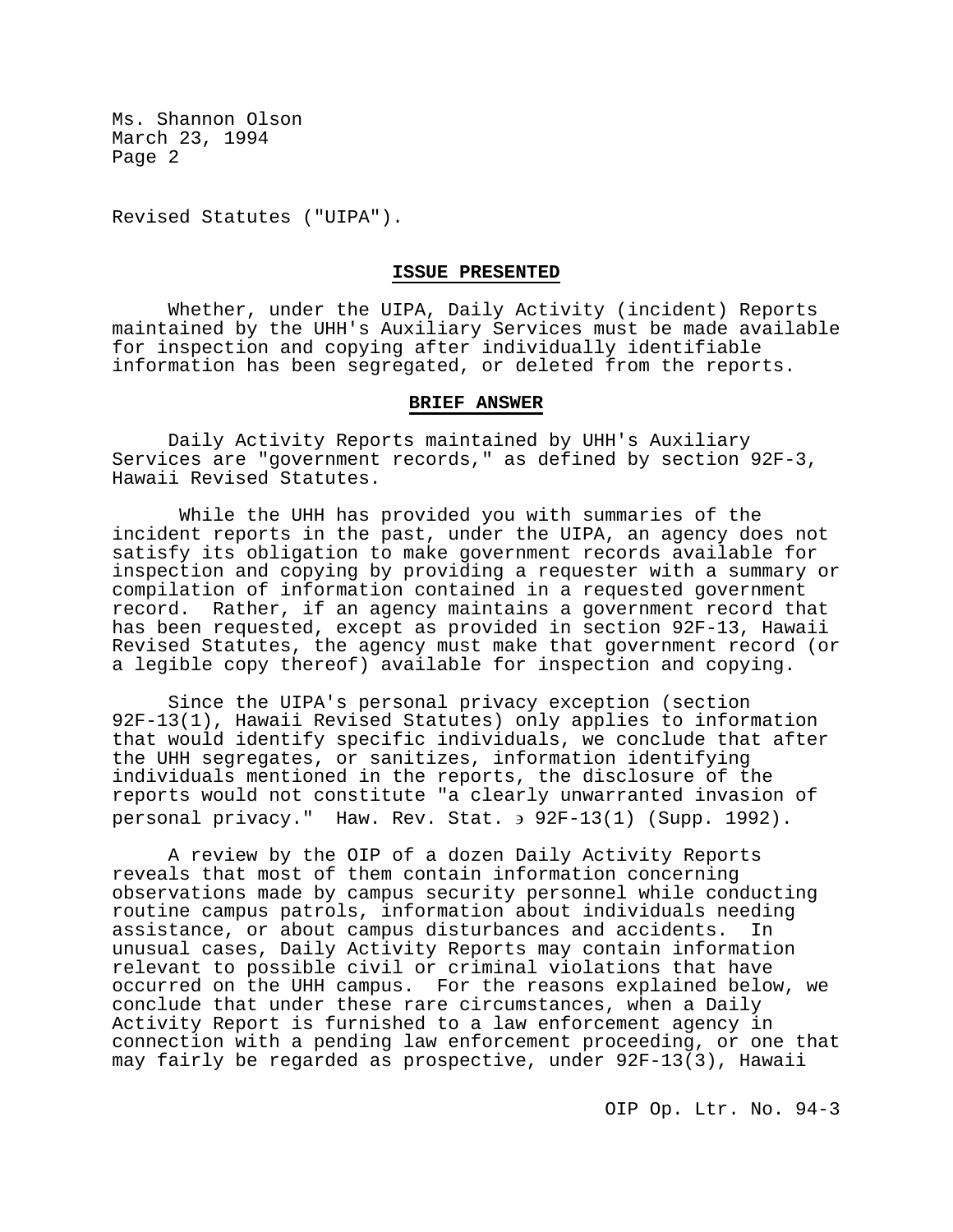Revised Statutes ("UIPA").

**ISSUE PRESENTED**

Whether, under the UIPA, Daily Activity (incident) Reports maintained by the UHH's Auxiliary Services must be made available for inspection and copying after individually identifiable information has been segregated, or deleted from the reports.

**BRIEF ANSWER**

Daily Activity Reports maintained by UHH's Auxiliary Services are "government records," as defined by section 92F-3, Hawaii Revised Statutes.

While the UHH has provided you with summaries of the incident reports in the past, under the UIPA, an agency does not satisfy its obligation to make government records available for inspection and copying by providing a requester with a summary or compilation of information contained in a requested government record. Rather, if an agency maintains a government record that has been requested, except as provided in section 92F-13, Hawaii Revised Statutes, the agency must make that government record (or a legible copy thereof) available for inspection and copying.

Since the UIPA's personal privacy exception (section 92F-13(1), Hawaii Revised Statutes) only applies to information that would identify specific individuals, we conclude that after the UHH segregates, or sanitizes, information identifying individuals mentioned in the reports, the disclosure of the reports would not constitute "a clearly unwarranted invasion of personal privacy." Haw. Rev. Stat. § 92F-13(1) (Supp. 1992).

A review by the OIP of a dozen Daily Activity Reports reveals that most of them contain information concerning observations made by campus security personnel while conducting routine campus patrols, information about individuals needing assistance, or about campus disturbances and accidents. In unusual cases, Daily Activity Reports may contain information relevant to possible civil or criminal violations that have occurred on the UHH campus. For the reasons explained below, we conclude that under these rare circumstances, when a Daily Activity Report is furnished to a law enforcement agency in connection with a pending law enforcement proceeding, or one that may fairly be regarded as prospective, under 92F-13(3), Hawaii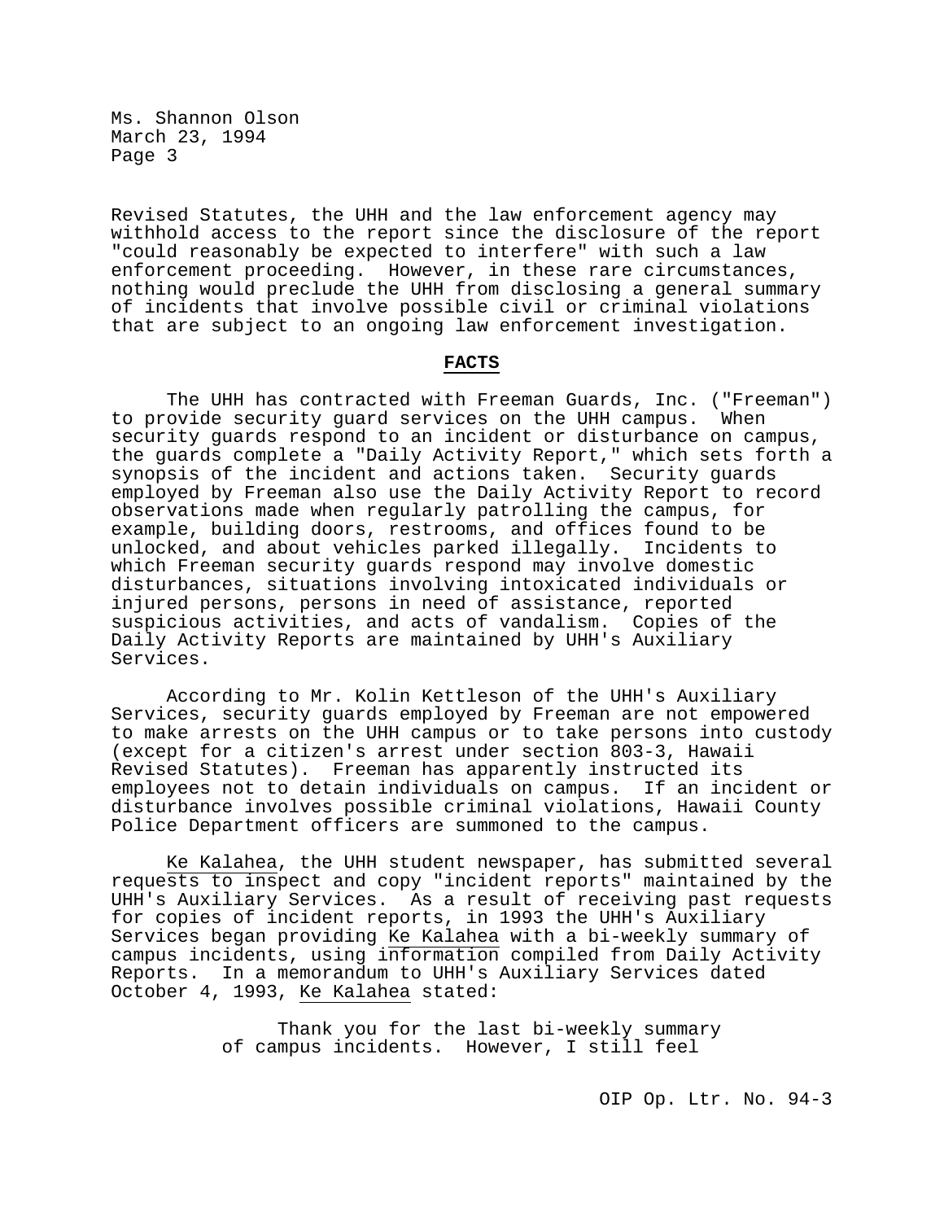Revised Statutes, the UHH and the law enforcement agency may withhold access to the report since the disclosure of the report "could reasonably be expected to interfere" with such a law enforcement proceeding. However, in these rare circumstances, nothing would preclude the UHH from disclosing a general summary of incidents that involve possible civil or criminal violations that are subject to an ongoing law enforcement investigation.

## FACTS

The UHH has contracted with Freeman Guards, Inc. ("Freeman") to provide security guard services on the UHH campus. When security guards respond to an incident or disturbance on campus, the guards complete a "Daily Activity Report," which sets forth a synopsis of the incident and actions taken. Security guards employed by Freeman also use the Daily Activity Report to record observations made when regularly patrolling the campus, for example, building doors, restrooms, and offices found to be unlocked, and about vehicles parked illegally. Incidents to which Freeman security guards respond may involve domestic disturbances, situations involving intoxicated individuals or injured persons, persons in need of assistance, reported suspicious activities, and acts of vandalism. Copies of the Daily Activity Reports are maintained by UHH's Auxiliary Services.

According to Mr. Kolin Kettleson of the UHH's Auxiliary Services, security guards employed by Freeman are not empowered to make arrests on the UHH campus or to take persons into custody (except for a citizen's arrest under section 803-3, Hawaii Revised Statutes). Freeman has apparently instructed its employees not to detain individuals on campus. If an incident or disturbance involves possible criminal violations, Hawaii County Police Department officers are summoned to the campus.

Ke Kalahea, the UHH student newspaper, has submitted several requests to inspect and copy "incident reports" maintained by the UHH's Auxiliary Services. As a result of receiving past requests for copies of incident reports, in 1993 the UHH's Auxiliary Services began providing Ke Kalahea with a bi-weekly summary of campus incidents, using information compiled from Daily Activity Reports. In a memorandum to UHH's Auxiliary Services dated October 4, 1993, Ke Kalahea stated:

> Thank you for the last bi-weekly summary of campus incidents. However, I still feel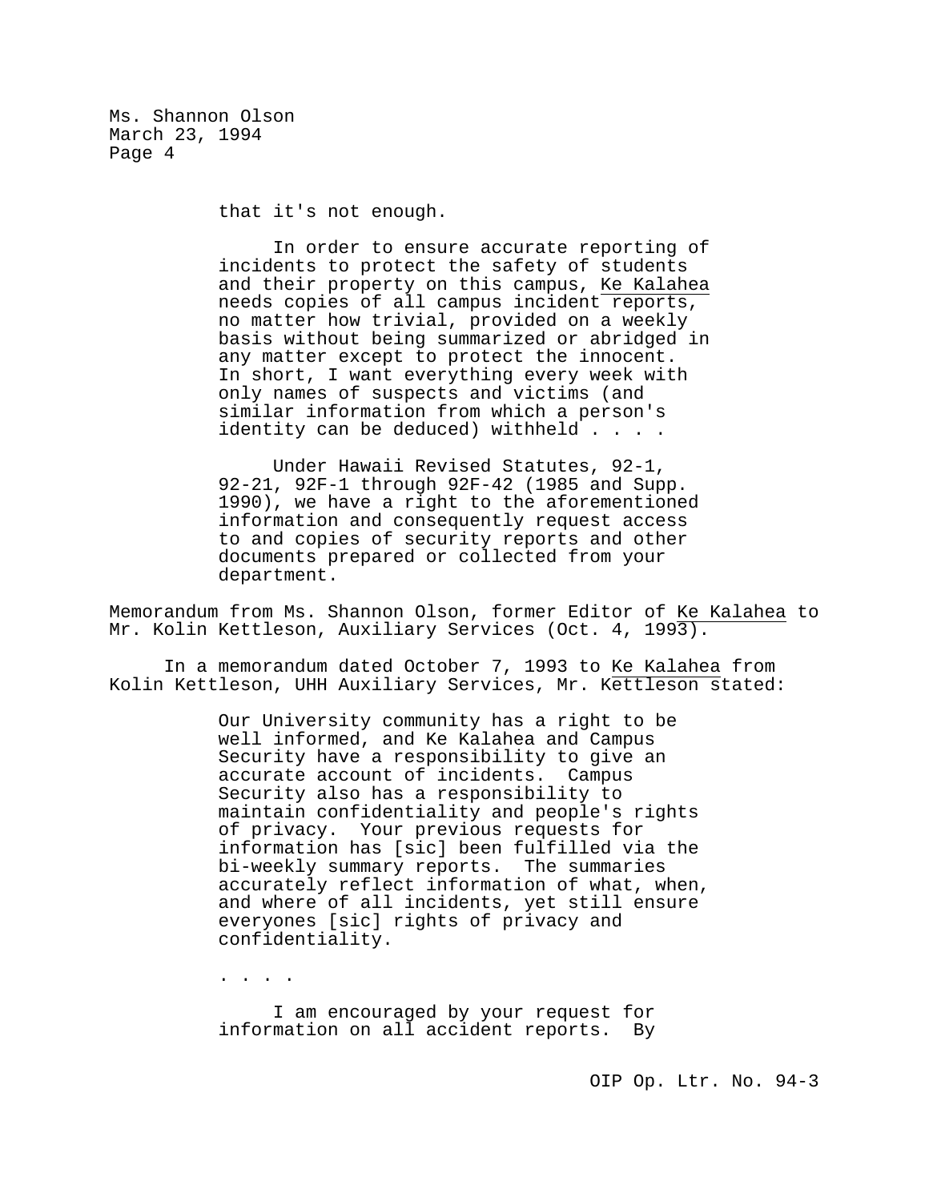that it's not enough.

> In order to ensure accurate reporting of incidents to protect the safety of students and their property on this campus, Ke Kalahea needs copies of all campus incident reports, no matter how trivial, provided on a weekly basis without being summarized or abridged in any matter except to protect the innocent. In short, I want everything every week with only names of suspects and victims (and similar information from which a person's identity can be deduced) withheld . . . .
>
> Under Hawaii Revised Statutes, 92-1, 92-21, 92F-1 through 92F-42 (1985 and Supp. 1990), we have a right to the aforementioned information and consequently request access to and copies of security reports and other documents prepared or collected from your department.

Memorandum from Ms. Shannon Olson, former Editor of Ke Kalahea to Mr. Kolin Kettleson, Auxiliary Services (Oct. 4, 1993).

In a memorandum dated October 7, 1993 to Ke Kalahea from Kolin Kettleson, UHH Auxiliary Services, Mr. Kettleson stated:

> Our University community has a right to be well informed, and Ke Kalahea and Campus Security have a responsibility to give an accurate account of incidents. Campus Security also has a responsibility to maintain confidentiality and people's rights of privacy. Your previous requests for information has [sic] been fulfilled via the bi-weekly summary reports. The summaries accurately reflect information of what, when, and where of all incidents, yet still ensure everyones [sic] rights of privacy and confidentiality.
>
> . . . .
>
> I am encouraged by your request for information on all accident reports. By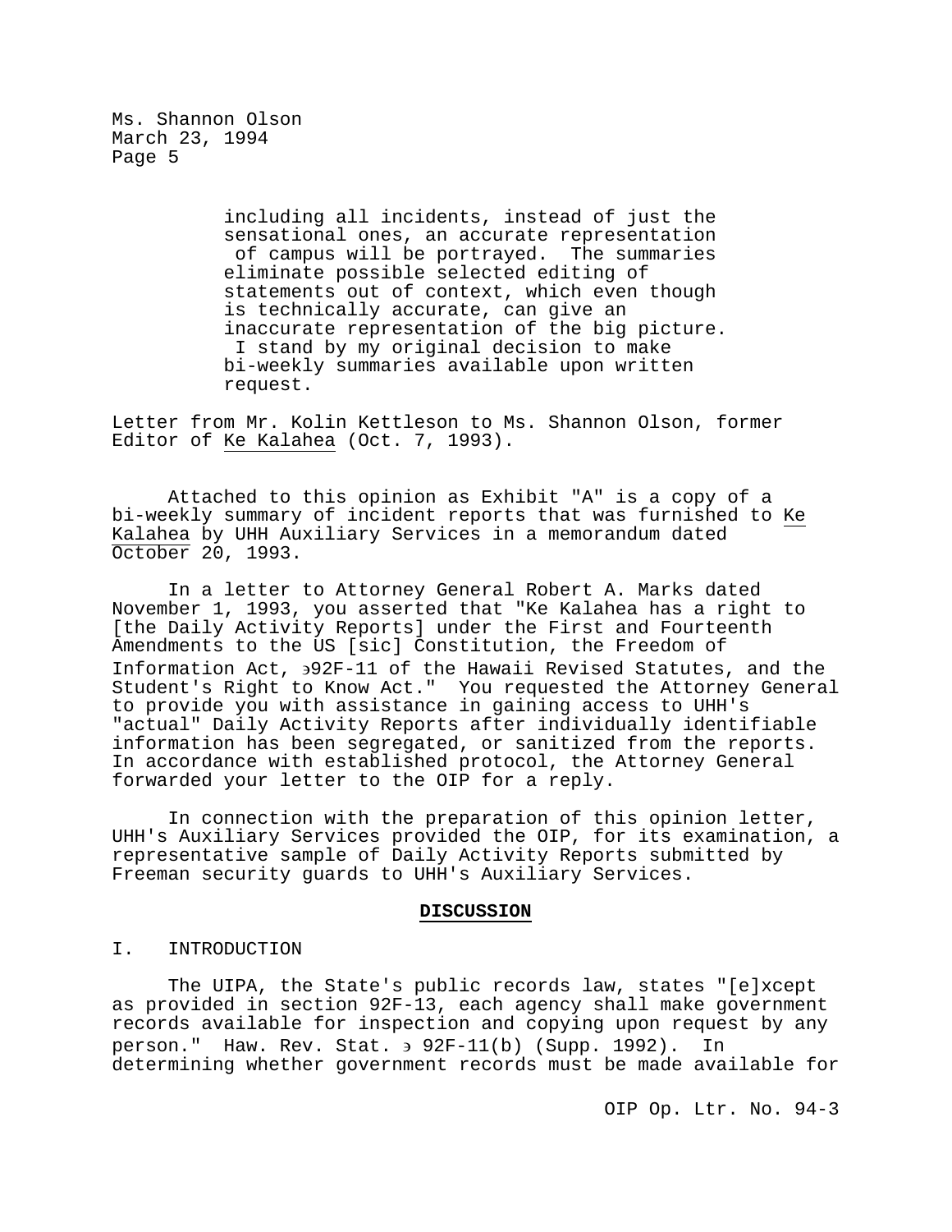> including all incidents, instead of just the sensational ones, an accurate representation of campus will be portrayed. The summaries eliminate possible selected editing of statements out of context, which even though is technically accurate, can give an inaccurate representation of the big picture. I stand by my original decision to make bi-weekly summaries available upon written request.

Letter from Mr. Kolin Kettleson to Ms. Shannon Olson, former Editor of Ke Kalahea (Oct. 7, 1993).

Attached to this opinion as Exhibit "A" is a copy of a bi-weekly summary of incident reports that was furnished to Ke Kalahea by UHH Auxiliary Services in a memorandum dated October 20, 1993.

In a letter to Attorney General Robert A. Marks dated November 1, 1993, you asserted that "Ke Kalahea has a right to [the Daily Activity Reports] under the First and Fourteenth Amendments to the US [sic] Constitution, the Freedom of Information Act, §92F-11 of the Hawaii Revised Statutes, and the Student's Right to Know Act." You requested the Attorney General to provide you with assistance in gaining access to UHH's "actual" Daily Activity Reports after individually identifiable information has been segregated, or sanitized from the reports. In accordance with established protocol, the Attorney General forwarded your letter to the OIP for a reply.

In connection with the preparation of this opinion letter, UHH's Auxiliary Services provided the OIP, for its examination, a representative sample of Daily Activity Reports submitted by Freeman security guards to UHH's Auxiliary Services.

## DISCUSSION

### I. INTRODUCTION

The UIPA, the State's public records law, states "[e]xcept as provided in section 92F-13, each agency shall make government records available for inspection and copying upon request by any person." Haw. Rev. Stat. § 92F-11(b) (Supp. 1992). In determining whether government records must be made available for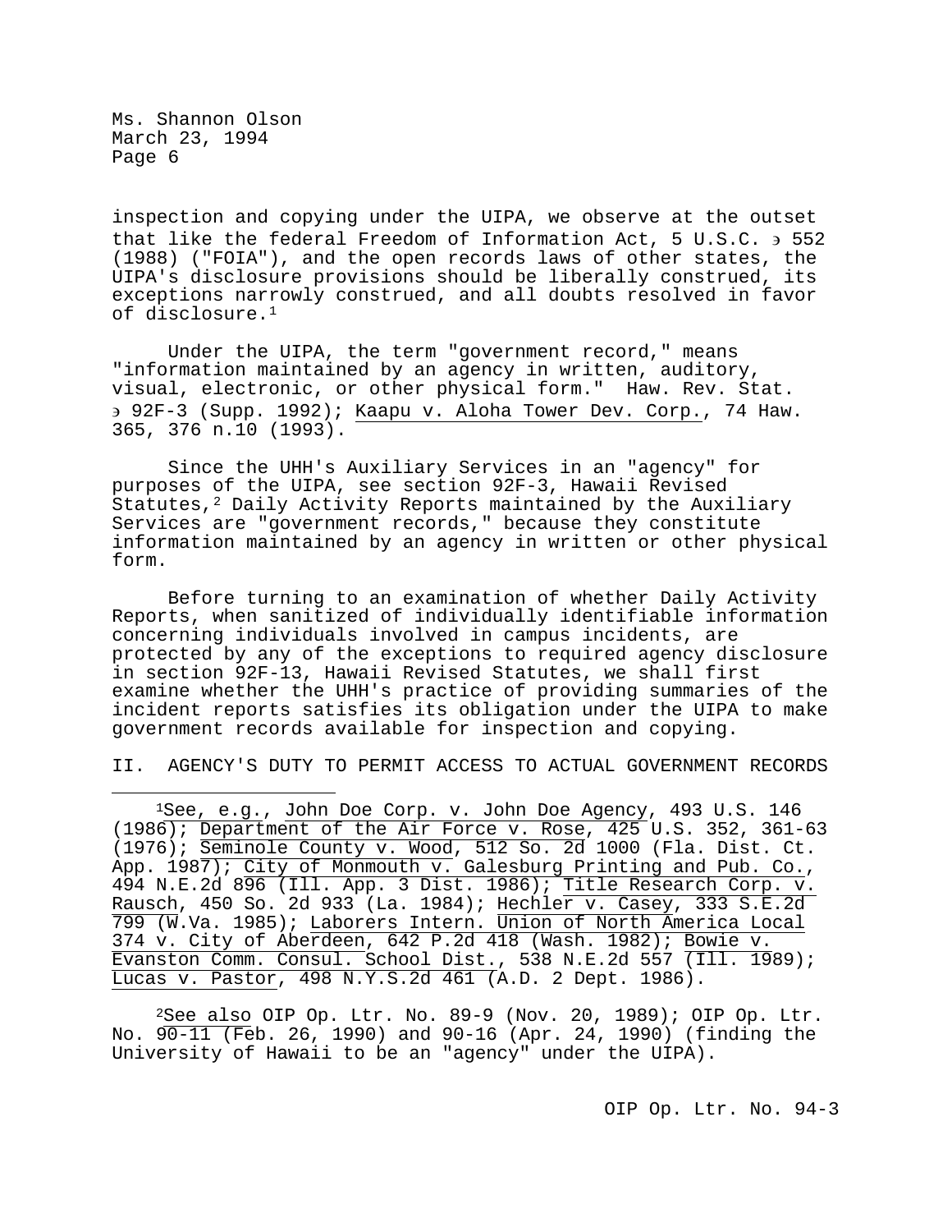inspection and copying under the UIPA, we observe at the outset that like the federal Freedom of Information Act, 5 U.S.C. § 552 (1988) ("FOIA"), and the open records laws of other states, the UIPA's disclosure provisions should be liberally construed, its exceptions narrowly construed, and all doubts resolved in favor of disclosure.[1]

Under the UIPA, the term "government record," means "information maintained by an agency in written, auditory, visual, electronic, or other physical form." Haw. Rev. Stat. § 92F-3 (Supp. 1992); Kaapu v. Aloha Tower Dev. Corp., 74 Haw. 365, 376 n.10 (1993).

Since the UHH's Auxiliary Services in an "agency" for purposes of the UIPA, see section 92F-3, Hawaii Revised Statutes,[2] Daily Activity Reports maintained by the Auxiliary Services are "government records," because they constitute information maintained by an agency in written or other physical form.

Before turning to an examination of whether Daily Activity Reports, when sanitized of individually identifiable information concerning individuals involved in campus incidents, are protected by any of the exceptions to required agency disclosure in section 92F-13, Hawaii Revised Statutes, we shall first examine whether the UHH's practice of providing summaries of the incident reports satisfies its obligation under the UIPA to make government records available for inspection and copying.

## II. AGENCY'S DUTY TO PERMIT ACCESS TO ACTUAL GOVERNMENT RECORDS

---

[1]See, e.g., John Doe Corp. v. John Doe Agency, 493 U.S. 146 (1986); Department of the Air Force v. Rose, 425 U.S. 352, 361-63 (1976); Seminole County v. Wood, 512 So. 2d 1000 (Fla. Dist. Ct. App. 1987); City of Monmouth v. Galesburg Printing and Pub. Co., 494 N.E.2d 896 (Ill. App. 3 Dist. 1986); Title Research Corp. v. Rausch, 450 So. 2d 933 (La. 1984); Hechler v. Casey, 333 S.E.2d 799 (W.Va. 1985); Laborers Intern. Union of North America Local 374 v. City of Aberdeen, 642 P.2d 418 (Wash. 1982); Bowie v. Evanston Comm. Consul. School Dist., 538 N.E.2d 557 (Ill. 1989); Lucas v. Pastor, 498 N.Y.S.2d 461 (A.D. 2 Dept. 1986).

[2]See also OIP Op. Ltr. No. 89-9 (Nov. 20, 1989); OIP Op. Ltr. No. 90-11 (Feb. 26, 1990) and 90-16 (Apr. 24, 1990) (finding the University of Hawaii to be an "agency" under the UIPA).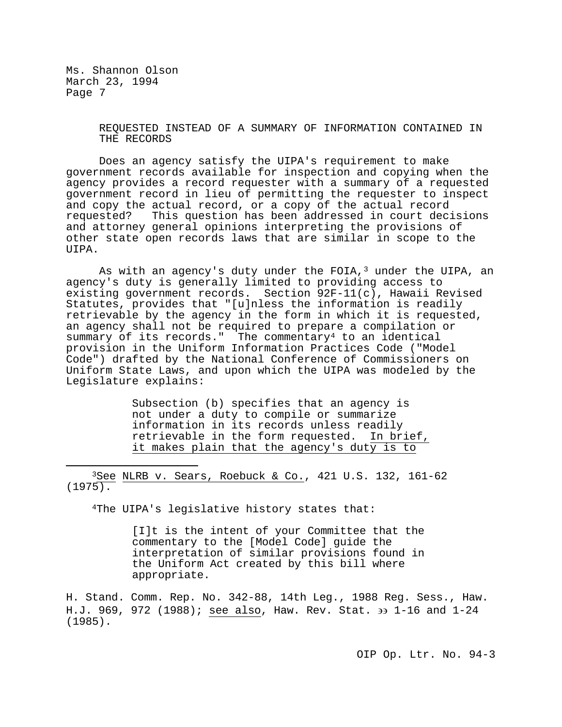REQUESTED INSTEAD OF A SUMMARY OF INFORMATION CONTAINED IN THE RECORDS

Does an agency satisfy the UIPA's requirement to make government records available for inspection and copying when the agency provides a record requester with a summary of a requested government record in lieu of permitting the requester to inspect and copy the actual record, or a copy of the actual record requested? This question has been addressed in court decisions and attorney general opinions interpreting the provisions of other state open records laws that are similar in scope to the UIPA.

As with an agency's duty under the FOIA,[3] under the UIPA, an agency's duty is generally limited to providing access to existing government records. Section 92F-11(c), Hawaii Revised Statutes, provides that "[u]nless the information is readily retrievable by the agency in the form in which it is requested, an agency shall not be required to prepare a compilation or summary of its records." The commentary[4] to an identical provision in the Uniform Information Practices Code ("Model Code") drafted by the National Conference of Commissioners on Uniform State Laws, and upon which the UIPA was modeled by the Legislature explains:

> Subsection (b) specifies that an agency is not under a duty to compile or summarize information in its records unless readily retrievable in the form requested. <u>In brief, it makes plain that the agency's duty is to</u>

---

[3]<u>See</u> <u>NLRB v. Sears, Roebuck & Co.</u>, 421 U.S. 132, 161-62 (1975).

[4]The UIPA's legislative history states that:

> [I]t is the intent of your Committee that the commentary to the [Model Code] guide the interpretation of similar provisions found in the Uniform Act created by this bill where appropriate.

H. Stand. Comm. Rep. No. 342-88, 14th Leg., 1988 Reg. Sess., Haw. H.J. 969, 972 (1988); <u>see also</u>, Haw. Rev. Stat. §§ 1-16 and 1-24 (1985).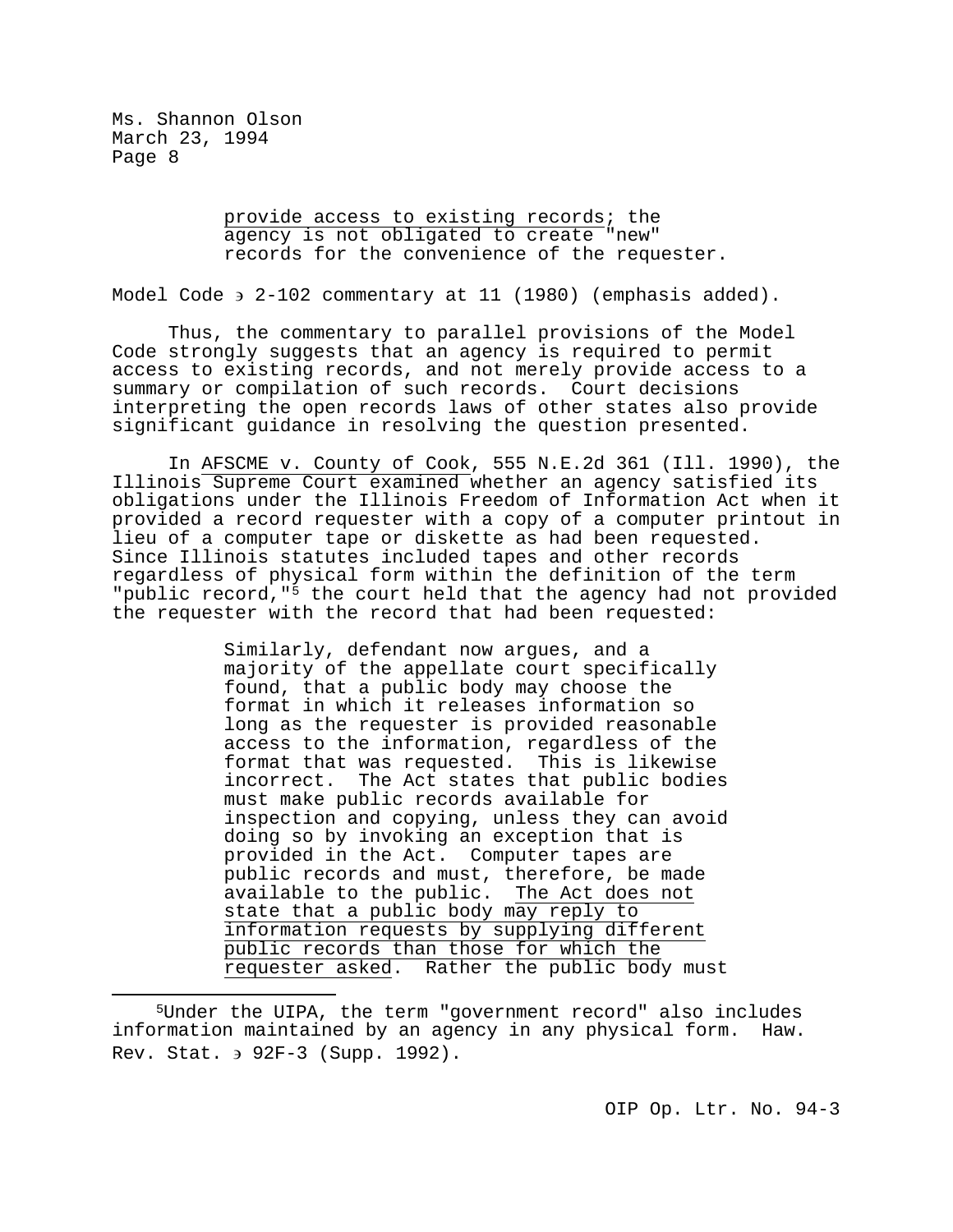> provide access to existing records; the agency is not obligated to create "new" records for the convenience of the requester.

Model Code § 2-102 commentary at 11 (1980) (emphasis added).

Thus, the commentary to parallel provisions of the Model Code strongly suggests that an agency is required to permit access to existing records, and not merely provide access to a summary or compilation of such records. Court decisions interpreting the open records laws of other states also provide significant guidance in resolving the question presented.

In AFSCME v. County of Cook, 555 N.E.2d 361 (Ill. 1990), the Illinois Supreme Court examined whether an agency satisfied its obligations under the Illinois Freedom of Information Act when it provided a record requester with a copy of a computer printout in lieu of a computer tape or diskette as had been requested. Since Illinois statutes included tapes and other records regardless of physical form within the definition of the term "public record,"[5] the court held that the agency had not provided the requester with the record that had been requested:

> Similarly, defendant now argues, and a majority of the appellate court specifically found, that a public body may choose the format in which it releases information so long as the requester is provided reasonable access to the information, regardless of the format that was requested. This is likewise incorrect. The Act states that public bodies must make public records available for inspection and copying, unless they can avoid doing so by invoking an exception that is provided in the Act. Computer tapes are public records and must, therefore, be made available to the public. The Act does not state that a public body may reply to information requests by supplying different public records than those for which the requester asked. Rather the public body must

---

[5] Under the UIPA, the term "government record" also includes information maintained by an agency in any physical form. Haw. Rev. Stat. § 92F-3 (Supp. 1992).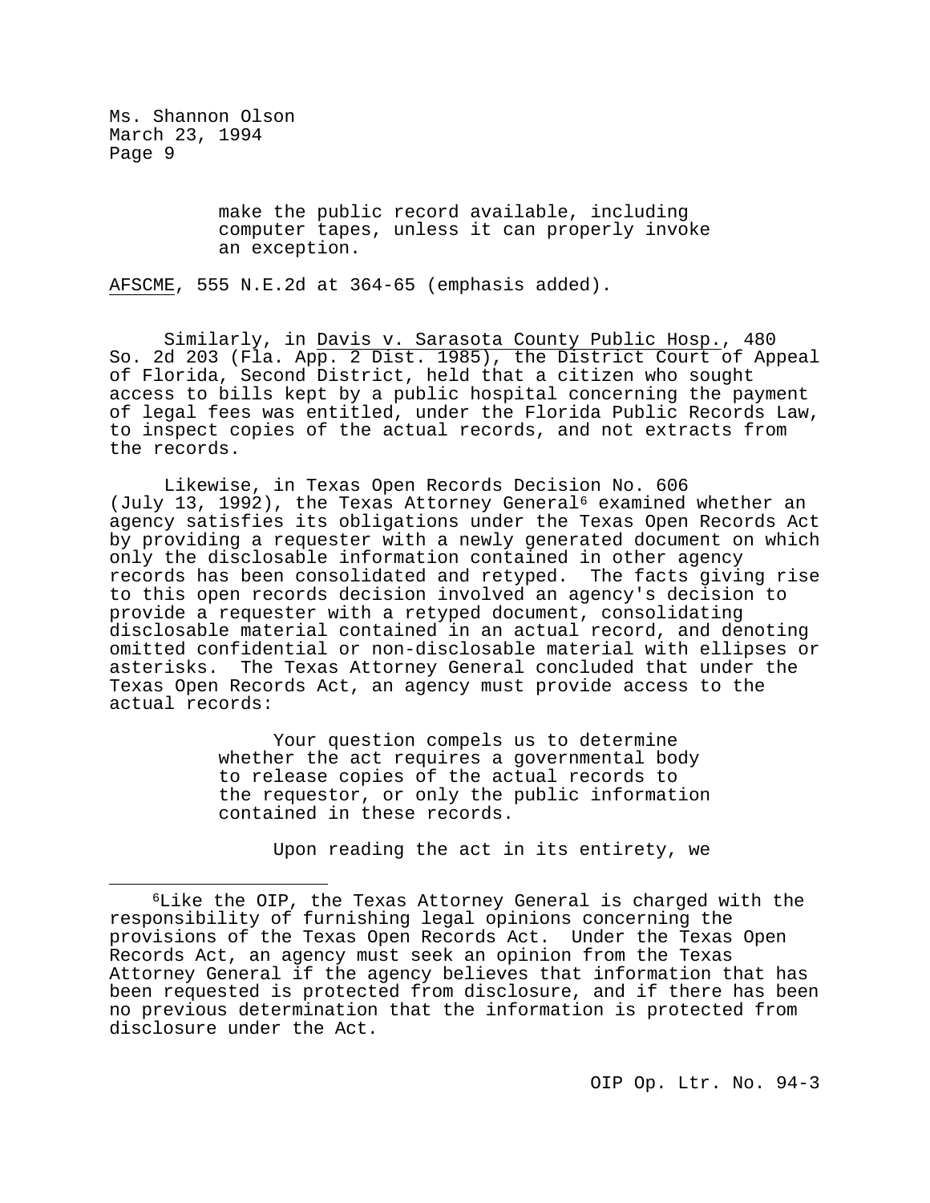> make the public record available, including computer tapes, unless it can properly invoke an exception.

AFSCME, 555 N.E.2d at 364-65 (emphasis added).

Similarly, in Davis v. Sarasota County Public Hosp., 480 So. 2d 203 (Fla. App. 2 Dist. 1985), the District Court of Appeal of Florida, Second District, held that a citizen who sought access to bills kept by a public hospital concerning the payment of legal fees was entitled, under the Florida Public Records Law, to inspect copies of the actual records, and not extracts from the records.

Likewise, in Texas Open Records Decision No. 606 (July 13, 1992), the Texas Attorney General[6] examined whether an agency satisfies its obligations under the Texas Open Records Act by providing a requester with a newly generated document on which only the disclosable information contained in other agency records has been consolidated and retyped. The facts giving rise to this open records decision involved an agency's decision to provide a requester with a retyped document, consolidating disclosable material contained in an actual record, and denoting omitted confidential or non-disclosable material with ellipses or asterisks. The Texas Attorney General concluded that under the Texas Open Records Act, an agency must provide access to the actual records:

> Your question compels us to determine whether the act requires a governmental body to release copies of the actual records to the requestor, or only the public information contained in these records.
>
> Upon reading the act in its entirety, we

---

[6]Like the OIP, the Texas Attorney General is charged with the responsibility of furnishing legal opinions concerning the provisions of the Texas Open Records Act. Under the Texas Open Records Act, an agency must seek an opinion from the Texas Attorney General if the agency believes that information that has been requested is protected from disclosure, and if there has been no previous determination that the information is protected from disclosure under the Act.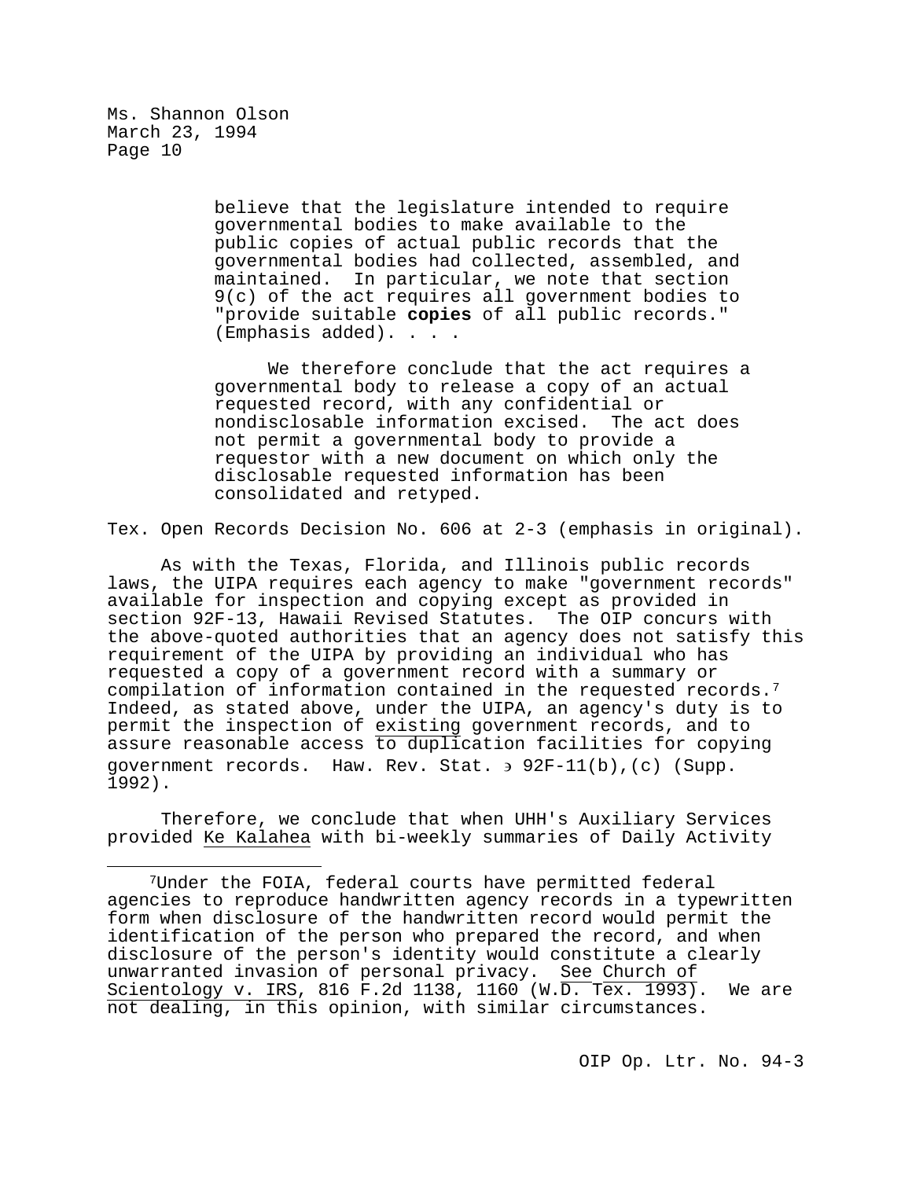> believe that the legislature intended to require governmental bodies to make available to the public copies of actual public records that the governmental bodies had collected, assembled, and maintained. In particular, we note that section 9(c) of the act requires all government bodies to "provide suitable **copies** of all public records." (Emphasis added). . . .
>
> We therefore conclude that the act requires a governmental body to release a copy of an actual requested record, with any confidential or nondisclosable information excised. The act does not permit a governmental body to provide a requestor with a new document on which only the disclosable requested information has been consolidated and retyped.

Tex. Open Records Decision No. 606 at 2-3 (emphasis in original).

As with the Texas, Florida, and Illinois public records laws, the UIPA requires each agency to make "government records" available for inspection and copying except as provided in section 92F-13, Hawaii Revised Statutes. The OIP concurs with the above-quoted authorities that an agency does not satisfy this requirement of the UIPA by providing an individual who has requested a copy of a government record with a summary or compilation of information contained in the requested records.[7] Indeed, as stated above, under the UIPA, an agency's duty is to permit the inspection of existing government records, and to assure reasonable access to duplication facilities for copying government records. Haw. Rev. Stat. § 92F-11(b),(c) (Supp. 1992).

Therefore, we conclude that when UHH's Auxiliary Services provided Ke Kalahea with bi-weekly summaries of Daily Activity

---

[7] Under the FOIA, federal courts have permitted federal agencies to reproduce handwritten agency records in a typewritten form when disclosure of the handwritten record would permit the identification of the person who prepared the record, and when disclosure of the person's identity would constitute a clearly unwarranted invasion of personal privacy. See Church of Scientology v. IRS, 816 F.2d 1138, 1160 (W.D. Tex. 1993). We are not dealing, in this opinion, with similar circumstances.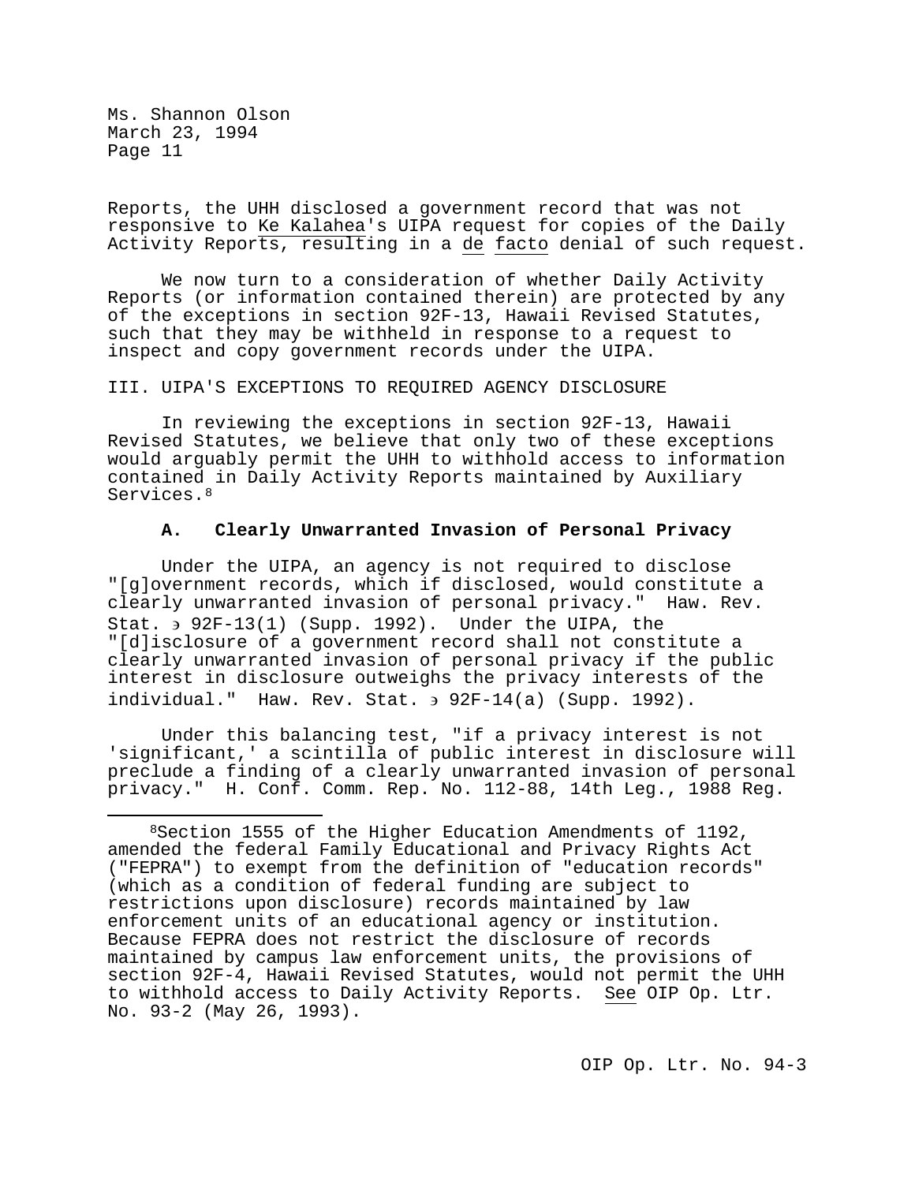Reports, the UHH disclosed a government record that was not responsive to Ke Kalahea's UIPA request for copies of the Daily Activity Reports, resulting in a de facto denial of such request.

We now turn to a consideration of whether Daily Activity Reports (or information contained therein) are protected by any of the exceptions in section 92F-13, Hawaii Revised Statutes, such that they may be withheld in response to a request to inspect and copy government records under the UIPA.

## III. UIPA'S EXCEPTIONS TO REQUIRED AGENCY DISCLOSURE

In reviewing the exceptions in section 92F-13, Hawaii Revised Statutes, we believe that only two of these exceptions would arguably permit the UHH to withhold access to information contained in Daily Activity Reports maintained by Auxiliary Services.[8]

### A. Clearly Unwarranted Invasion of Personal Privacy

Under the UIPA, an agency is not required to disclose "[g]overnment records, which if disclosed, would constitute a clearly unwarranted invasion of personal privacy." Haw. Rev. Stat. § 92F-13(1) (Supp. 1992). Under the UIPA, the "[d]isclosure of a government record shall not constitute a clearly unwarranted invasion of personal privacy if the public interest in disclosure outweighs the privacy interests of the individual." Haw. Rev. Stat. § 92F-14(a) (Supp. 1992).

Under this balancing test, "if a privacy interest is not 'significant,' a scintilla of public interest in disclosure will preclude a finding of a clearly unwarranted invasion of personal privacy." H. Conf. Comm. Rep. No. 112-88, 14th Leg., 1988 Reg.

---

[8]Section 1555 of the Higher Education Amendments of 1192, amended the federal Family Educational and Privacy Rights Act ("FEPRA") to exempt from the definition of "education records" (which as a condition of federal funding are subject to restrictions upon disclosure) records maintained by law enforcement units of an educational agency or institution. Because FEPRA does not restrict the disclosure of records maintained by campus law enforcement units, the provisions of section 92F-4, Hawaii Revised Statutes, would not permit the UHH to withhold access to Daily Activity Reports. See OIP Op. Ltr. No. 93-2 (May 26, 1993).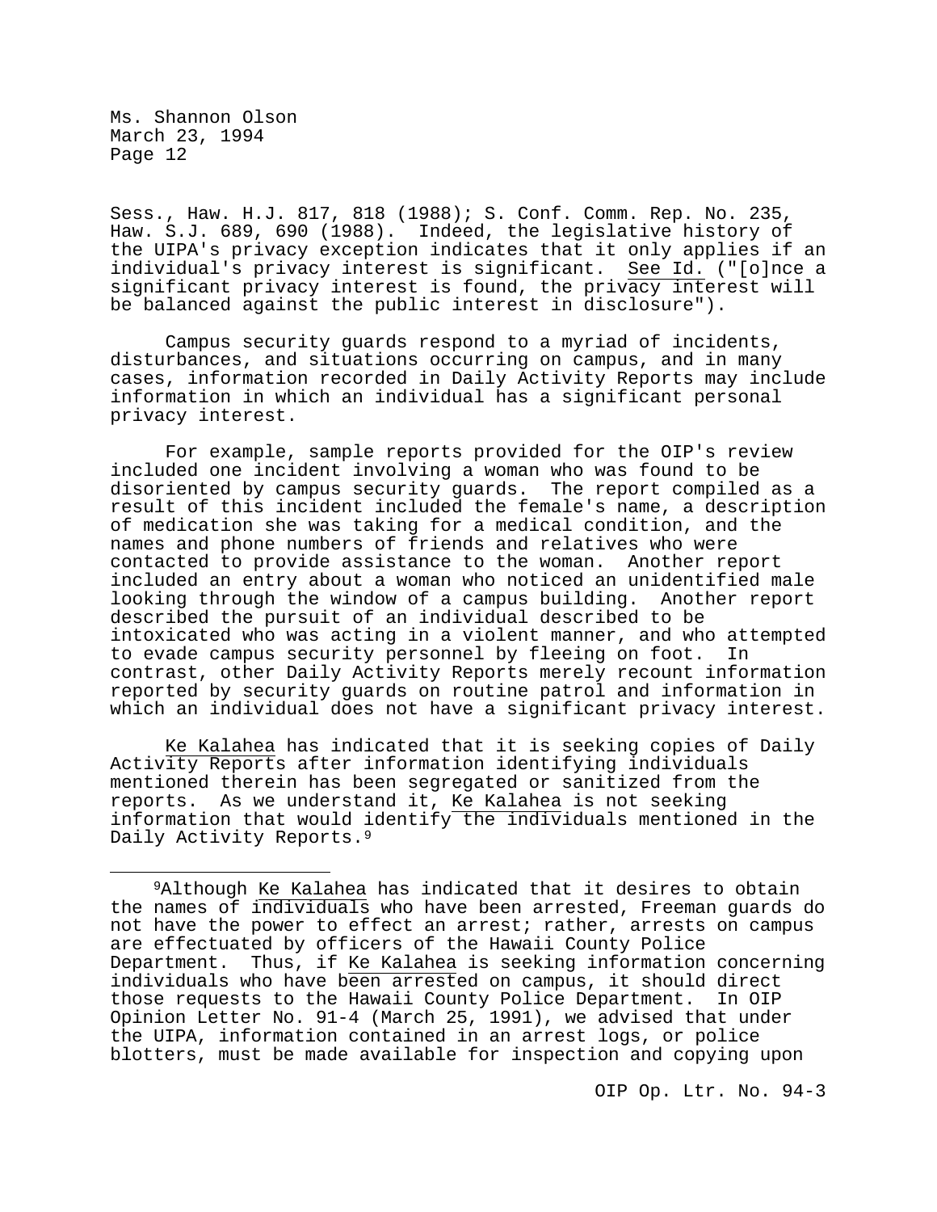Sess., Haw. H.J. 817, 818 (1988); S. Conf. Comm. Rep. No. 235, Haw. S.J. 689, 690 (1988). Indeed, the legislative history of the UIPA's privacy exception indicates that it only applies if an individual's privacy interest is significant. See Id. ("[o]nce a significant privacy interest is found, the privacy interest will be balanced against the public interest in disclosure").

Campus security guards respond to a myriad of incidents, disturbances, and situations occurring on campus, and in many cases, information recorded in Daily Activity Reports may include information in which an individual has a significant personal privacy interest.

For example, sample reports provided for the OIP's review included one incident involving a woman who was found to be disoriented by campus security guards. The report compiled as a result of this incident included the female's name, a description of medication she was taking for a medical condition, and the names and phone numbers of friends and relatives who were contacted to provide assistance to the woman. Another report included an entry about a woman who noticed an unidentified male looking through the window of a campus building. Another report described the pursuit of an individual described to be intoxicated who was acting in a violent manner, and who attempted to evade campus security personnel by fleeing on foot. In contrast, other Daily Activity Reports merely recount information reported by security guards on routine patrol and information in which an individual does not have a significant privacy interest.

Ke Kalahea has indicated that it is seeking copies of Daily Activity Reports after information identifying individuals mentioned therein has been segregated or sanitized from the reports. As we understand it, Ke Kalahea is not seeking information that would identify the individuals mentioned in the Daily Activity Reports.[9]

---

[9]Although Ke Kalahea has indicated that it desires to obtain the names of individuals who have been arrested, Freeman guards do not have the power to effect an arrest; rather, arrests on campus are effectuated by officers of the Hawaii County Police Department. Thus, if Ke Kalahea is seeking information concerning individuals who have been arrested on campus, it should direct those requests to the Hawaii County Police Department. In OIP Opinion Letter No. 91-4 (March 25, 1991), we advised that under the UIPA, information contained in an arrest logs, or police blotters, must be made available for inspection and copying upon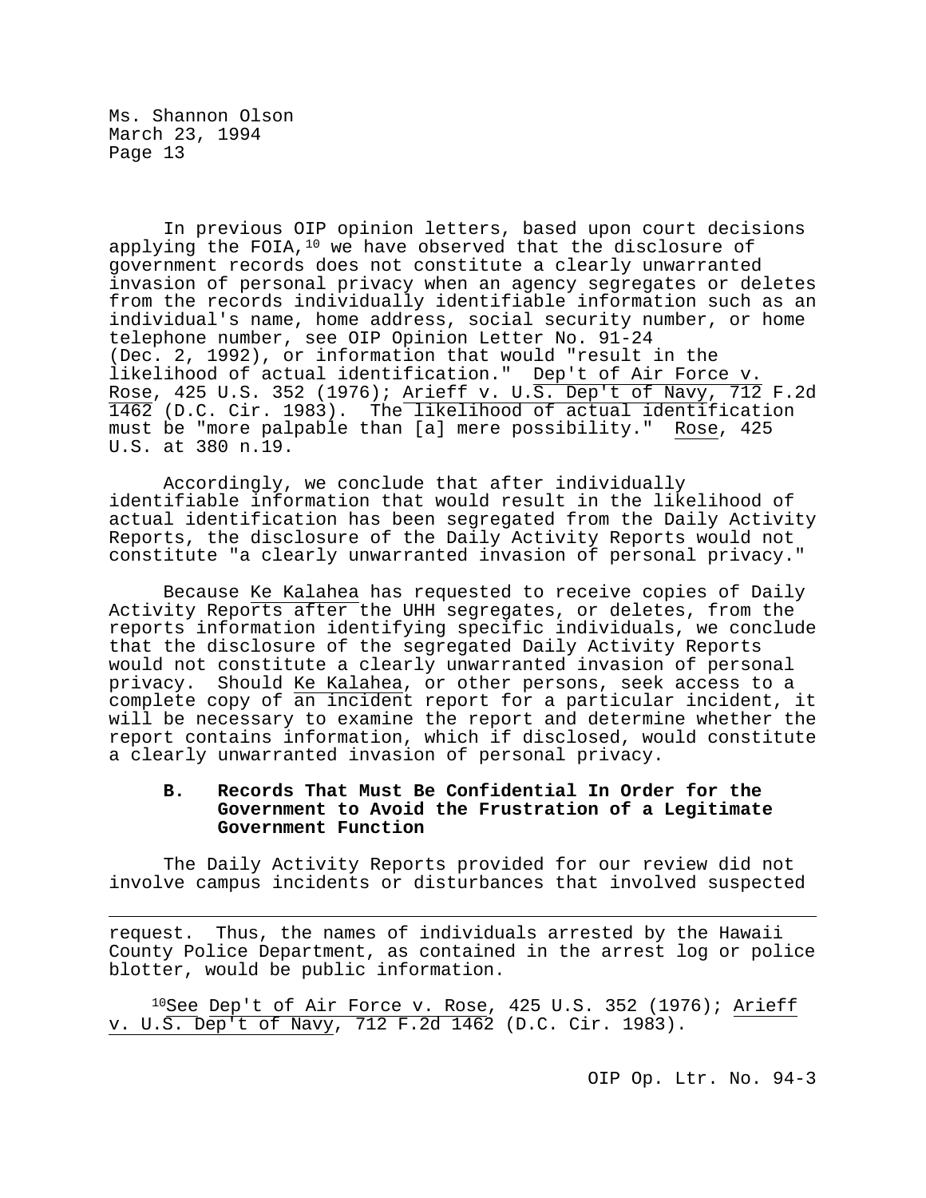In previous OIP opinion letters, based upon court decisions applying the FOIA,[10] we have observed that the disclosure of government records does not constitute a clearly unwarranted invasion of personal privacy when an agency segregates or deletes from the records individually identifiable information such as an individual's name, home address, social security number, or home telephone number, see OIP Opinion Letter No. 91-24 (Dec. 2, 1992), or information that would "result in the likelihood of actual identification." Dep't of Air Force v. Rose, 425 U.S. 352 (1976); Arieff v. U.S. Dep't of Navy, 712 F.2d 1462 (D.C. Cir. 1983). The likelihood of actual identification must be "more palpable than [a] mere possibility." Rose, 425 U.S. at 380 n.19.

Accordingly, we conclude that after individually identifiable information that would result in the likelihood of actual identification has been segregated from the Daily Activity Reports, the disclosure of the Daily Activity Reports would not constitute "a clearly unwarranted invasion of personal privacy."

Because Ke Kalahea has requested to receive copies of Daily Activity Reports after the UHH segregates, or deletes, from the reports information identifying specific individuals, we conclude that the disclosure of the segregated Daily Activity Reports would not constitute a clearly unwarranted invasion of personal privacy. Should Ke Kalahea, or other persons, seek access to a complete copy of an incident report for a particular incident, it will be necessary to examine the report and determine whether the report contains information, which if disclosed, would constitute a clearly unwarranted invasion of personal privacy.

### B. Records That Must Be Confidential In Order for the Government to Avoid the Frustration of a Legitimate Government Function

The Daily Activity Reports provided for our review did not involve campus incidents or disturbances that involved suspected

---

request. Thus, the names of individuals arrested by the Hawaii County Police Department, as contained in the arrest log or police blotter, would be public information.

[10] See Dep't of Air Force v. Rose, 425 U.S. 352 (1976); Arieff v. U.S. Dep't of Navy, 712 F.2d 1462 (D.C. Cir. 1983).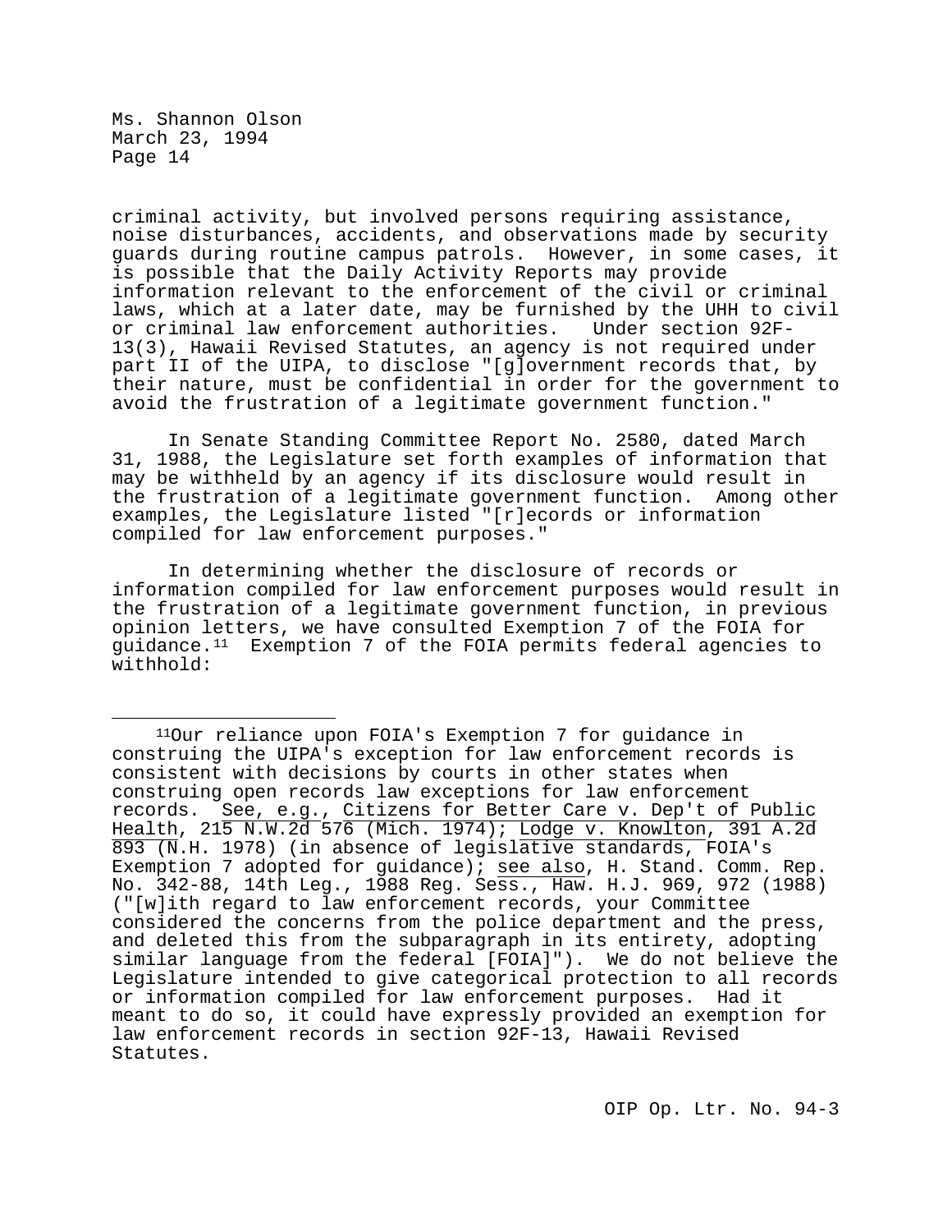criminal activity, but involved persons requiring assistance, noise disturbances, accidents, and observations made by security guards during routine campus patrols. However, in some cases, it is possible that the Daily Activity Reports may provide information relevant to the enforcement of the civil or criminal laws, which at a later date, may be furnished by the UHH to civil or criminal law enforcement authorities. Under section 92F-13(3), Hawaii Revised Statutes, an agency is not required under part II of the UIPA, to disclose "[g]overnment records that, by their nature, must be confidential in order for the government to avoid the frustration of a legitimate government function."

In Senate Standing Committee Report No. 2580, dated March 31, 1988, the Legislature set forth examples of information that may be withheld by an agency if its disclosure would result in the frustration of a legitimate government function. Among other examples, the Legislature listed "[r]ecords or information compiled for law enforcement purposes."

In determining whether the disclosure of records or information compiled for law enforcement purposes would result in the frustration of a legitimate government function, in previous opinion letters, we have consulted Exemption 7 of the FOIA for guidance.[11] Exemption 7 of the FOIA permits federal agencies to withhold:

---

[11]Our reliance upon FOIA's Exemption 7 for guidance in construing the UIPA's exception for law enforcement records is consistent with decisions by courts in other states when construing open records law exceptions for law enforcement records. See, e.g., Citizens for Better Care v. Dep't of Public Health, 215 N.W.2d 576 (Mich. 1974); Lodge v. Knowlton, 391 A.2d 893 (N.H. 1978) (in absence of legislative standards, FOIA's Exemption 7 adopted for guidance); see also, H. Stand. Comm. Rep. No. 342-88, 14th Leg., 1988 Reg. Sess., Haw. H.J. 969, 972 (1988) ("[w]ith regard to law enforcement records, your Committee considered the concerns from the police department and the press, and deleted this from the subparagraph in its entirety, adopting similar language from the federal [FOIA]"). We do not believe the Legislature intended to give categorical protection to all records or information compiled for law enforcement purposes. Had it meant to do so, it could have expressly provided an exemption for law enforcement records in section 92F-13, Hawaii Revised Statutes.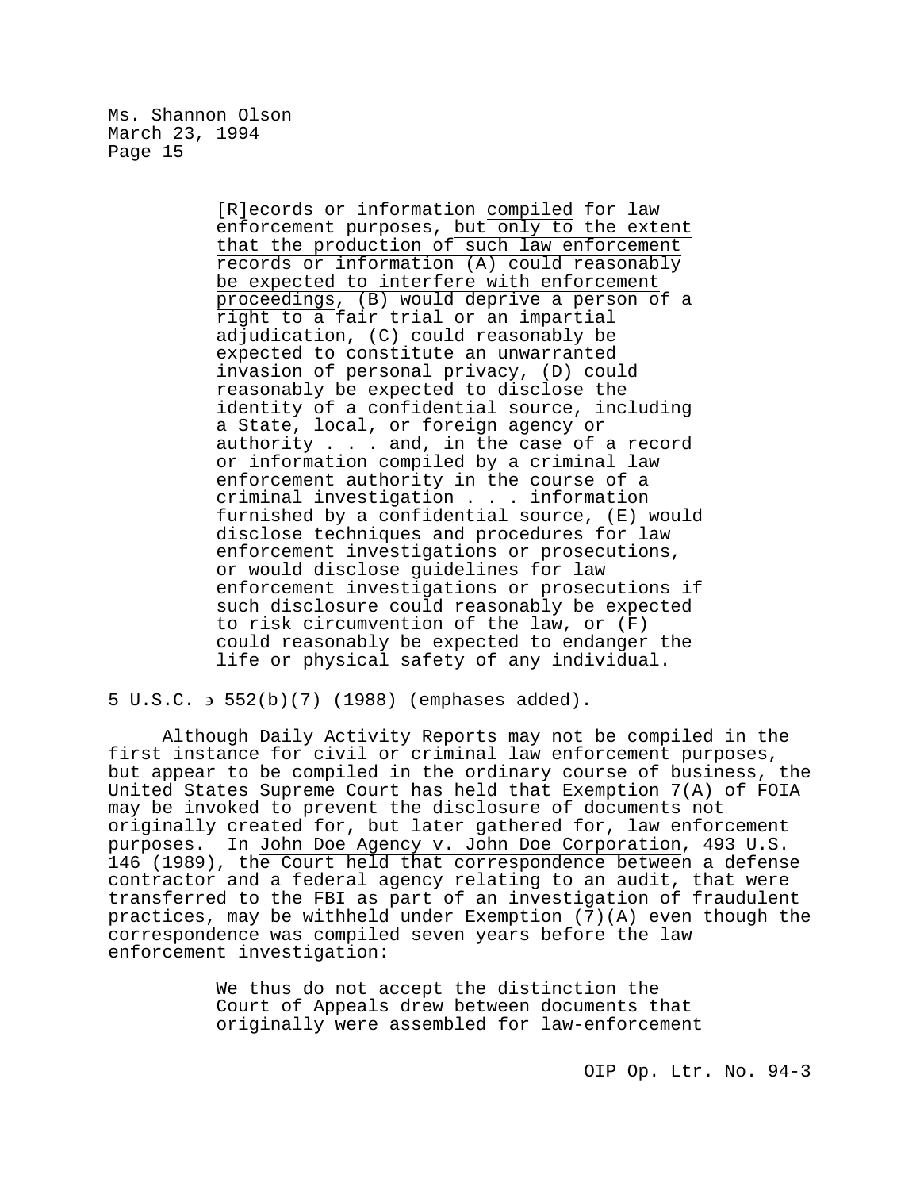[R]ecords or information <u>compiled</u> for law enforcement purposes, <u>but only to the extent that the production of such law enforcement records or information (A) could reasonably be expected to interfere with enforcement proceedings</u>, (B) would deprive a person of a right to a fair trial or an impartial adjudication, (C) could reasonably be expected to constitute an unwarranted invasion of personal privacy, (D) could reasonably be expected to disclose the identity of a confidential source, including a State, local, or foreign agency or authority . . . and, in the case of a record or information compiled by a criminal law enforcement authority in the course of a criminal investigation . . . information furnished by a confidential source, (E) would disclose techniques and procedures for law enforcement investigations or prosecutions, or would disclose guidelines for law enforcement investigations or prosecutions if such disclosure could reasonably be expected to risk circumvention of the law, or (F) could reasonably be expected to endanger the life or physical safety of any individual.

5 U.S.C. § 552(b)(7) (1988) (emphases added).

Although Daily Activity Reports may not be compiled in the first instance for civil or criminal law enforcement purposes, but appear to be compiled in the ordinary course of business, the United States Supreme Court has held that Exemption 7(A) of FOIA may be invoked to prevent the disclosure of documents not originally created for, but later gathered for, law enforcement purposes. In <u>John Doe Agency v. John Doe Corporation</u>, 493 U.S. 146 (1989), the Court held that correspondence between a defense contractor and a federal agency relating to an audit, that were transferred to the FBI as part of an investigation of fraudulent practices, may be withheld under Exemption (7)(A) even though the correspondence was compiled seven years before the law enforcement investigation:

> We thus do not accept the distinction the Court of Appeals drew between documents that originally were assembled for law-enforcement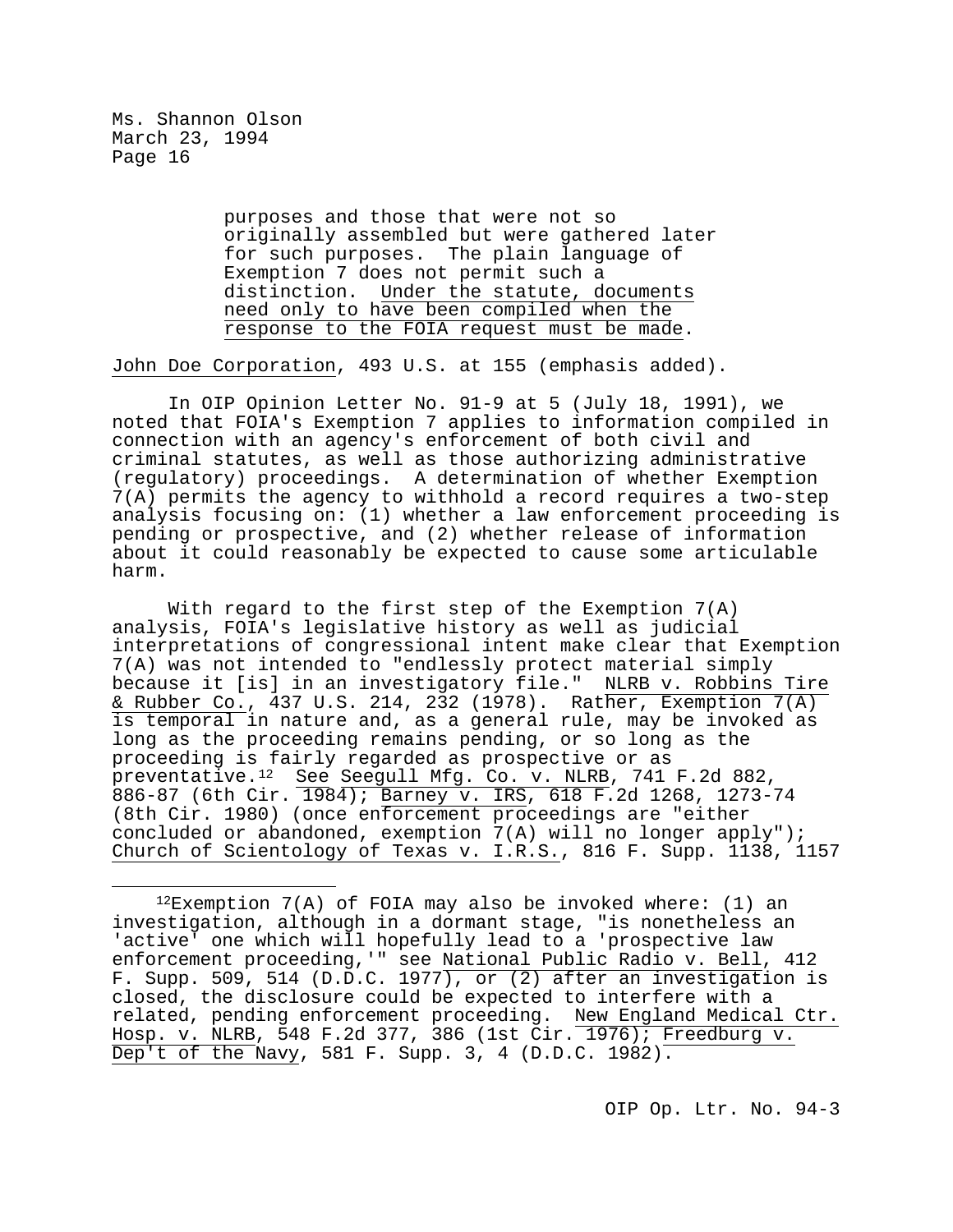> purposes and those that were not so originally assembled but were gathered later for such purposes. The plain language of Exemption 7 does not permit such a distinction. Under the statute, documents need only to have been compiled when the response to the FOIA request must be made.

John Doe Corporation, 493 U.S. at 155 (emphasis added).

In OIP Opinion Letter No. 91-9 at 5 (July 18, 1991), we noted that FOIA's Exemption 7 applies to information compiled in connection with an agency's enforcement of both civil and criminal statutes, as well as those authorizing administrative (regulatory) proceedings. A determination of whether Exemption 7(A) permits the agency to withhold a record requires a two-step analysis focusing on: (1) whether a law enforcement proceeding is pending or prospective, and (2) whether release of information about it could reasonably be expected to cause some articulable harm.

With regard to the first step of the Exemption 7(A) analysis, FOIA's legislative history as well as judicial interpretations of congressional intent make clear that Exemption 7(A) was not intended to "endlessly protect material simply because it [is] in an investigatory file." NLRB v. Robbins Tire & Rubber Co., 437 U.S. 214, 232 (1978). Rather, Exemption 7(A) is temporal in nature and, as a general rule, may be invoked as long as the proceeding remains pending, or so long as the proceeding is fairly regarded as prospective or as preventative.[12] See Seegull Mfg. Co. v. NLRB, 741 F.2d 882, 886-87 (6th Cir. 1984); Barney v. IRS, 618 F.2d 1268, 1273-74 (8th Cir. 1980) (once enforcement proceedings are "either concluded or abandoned, exemption 7(A) will no longer apply"); Church of Scientology of Texas v. I.R.S., 816 F. Supp. 1138, 1157

---

[12]Exemption 7(A) of FOIA may also be invoked where: (1) an investigation, although in a dormant stage, "is nonetheless an 'active' one which will hopefully lead to a 'prospective law enforcement proceeding,'" see National Public Radio v. Bell, 412 F. Supp. 509, 514 (D.D.C. 1977), or (2) after an investigation is closed, the disclosure could be expected to interfere with a related, pending enforcement proceeding. New England Medical Ctr. Hosp. v. NLRB, 548 F.2d 377, 386 (1st Cir. 1976); Freedburg v. Dep't of the Navy, 581 F. Supp. 3, 4 (D.D.C. 1982).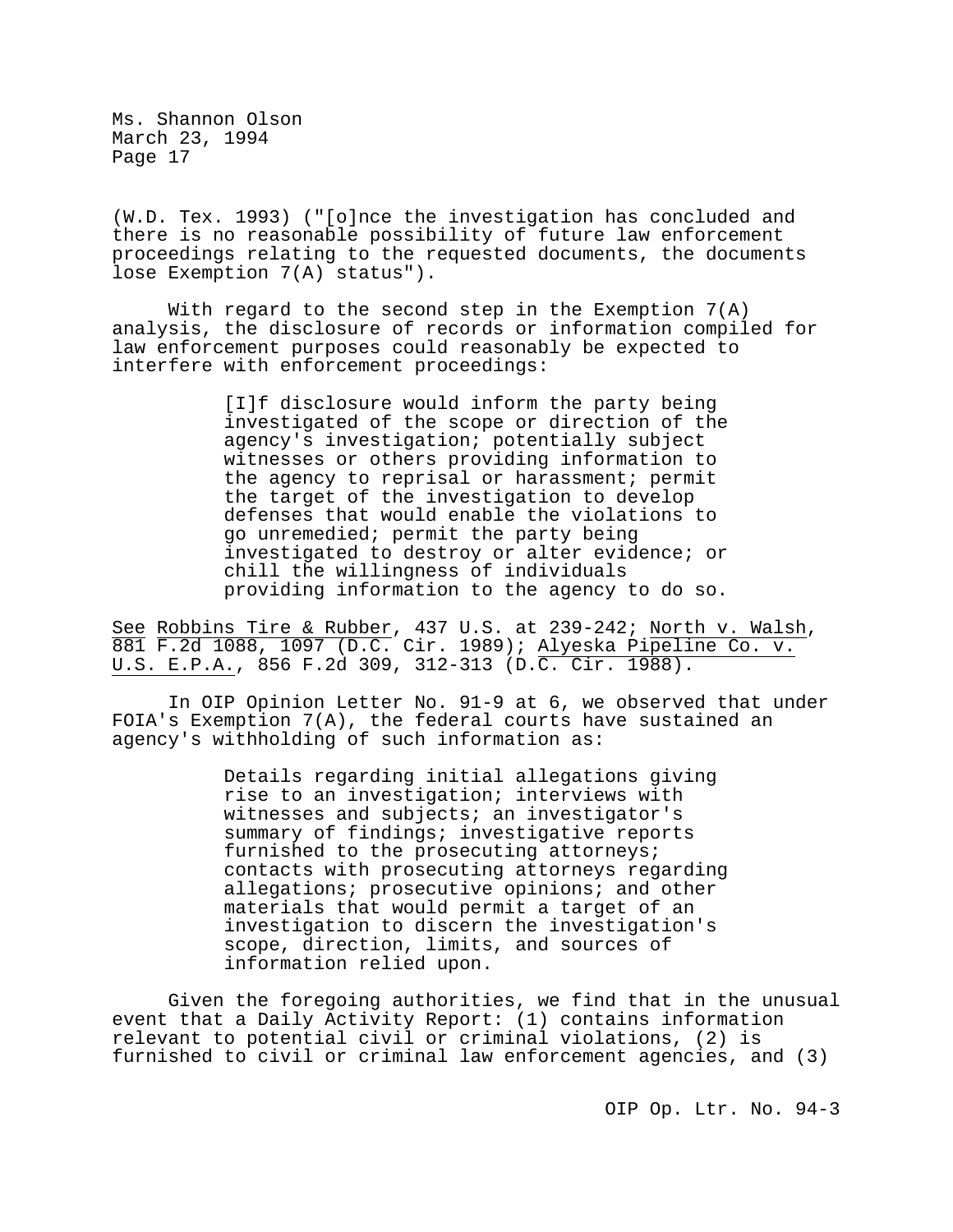(W.D. Tex. 1993) ("[o]nce the investigation has concluded and there is no reasonable possibility of future law enforcement proceedings relating to the requested documents, the documents lose Exemption 7(A) status").

With regard to the second step in the Exemption 7(A) analysis, the disclosure of records or information compiled for law enforcement purposes could reasonably be expected to interfere with enforcement proceedings:

> [I]f disclosure would inform the party being investigated of the scope or direction of the agency's investigation; potentially subject witnesses or others providing information to the agency to reprisal or harassment; permit the target of the investigation to develop defenses that would enable the violations to go unremedied; permit the party being investigated to destroy or alter evidence; or chill the willingness of individuals providing information to the agency to do so.

See Robbins Tire & Rubber, 437 U.S. at 239-242; North v. Walsh, 881 F.2d 1088, 1097 (D.C. Cir. 1989); Alyeska Pipeline Co. v. U.S. E.P.A., 856 F.2d 309, 312-313 (D.C. Cir. 1988).

In OIP Opinion Letter No. 91-9 at 6, we observed that under FOIA's Exemption 7(A), the federal courts have sustained an agency's withholding of such information as:

> Details regarding initial allegations giving rise to an investigation; interviews with witnesses and subjects; an investigator's summary of findings; investigative reports furnished to the prosecuting attorneys; contacts with prosecuting attorneys regarding allegations; prosecutive opinions; and other materials that would permit a target of an investigation to discern the investigation's scope, direction, limits, and sources of information relied upon.

Given the foregoing authorities, we find that in the unusual event that a Daily Activity Report: (1) contains information relevant to potential civil or criminal violations, (2) is furnished to civil or criminal law enforcement agencies, and (3)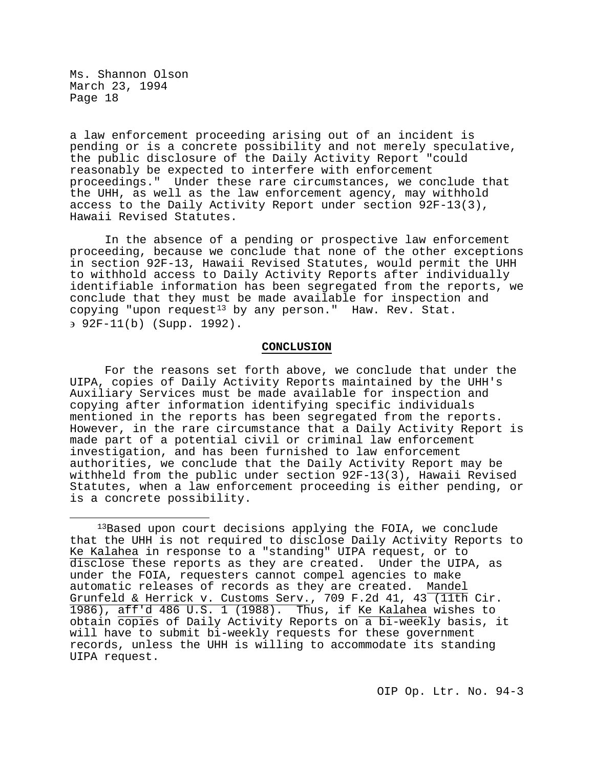a law enforcement proceeding arising out of an incident is pending or is a concrete possibility and not merely speculative, the public disclosure of the Daily Activity Report "could reasonably be expected to interfere with enforcement proceedings." Under these rare circumstances, we conclude that the UHH, as well as the law enforcement agency, may withhold access to the Daily Activity Report under section 92F-13(3), Hawaii Revised Statutes.

In the absence of a pending or prospective law enforcement proceeding, because we conclude that none of the other exceptions in section 92F-13, Hawaii Revised Statutes, would permit the UHH to withhold access to Daily Activity Reports after individually identifiable information has been segregated from the reports, we conclude that they must be made available for inspection and copying "upon request[13] by any person." Haw. Rev. Stat. § 92F-11(b) (Supp. 1992).

**CONCLUSION**

For the reasons set forth above, we conclude that under the UIPA, copies of Daily Activity Reports maintained by the UHH's Auxiliary Services must be made available for inspection and copying after information identifying specific individuals mentioned in the reports has been segregated from the reports. However, in the rare circumstance that a Daily Activity Report is made part of a potential civil or criminal law enforcement investigation, and has been furnished to law enforcement authorities, we conclude that the Daily Activity Report may be withheld from the public under section 92F-13(3), Hawaii Revised Statutes, when a law enforcement proceeding is either pending, or is a concrete possibility.

---

[13]Based upon court decisions applying the FOIA, we conclude that the UHH is not required to disclose Daily Activity Reports to Ke Kalahea in response to a "standing" UIPA request, or to disclose these reports as they are created. Under the UIPA, as under the FOIA, requesters cannot compel agencies to make automatic releases of records as they are created. Mandel Grunfeld & Herrick v. Customs Serv., 709 F.2d 41, 43 (11th Cir. 1986), aff'd 486 U.S. 1 (1988). Thus, if Ke Kalahea wishes to obtain copies of Daily Activity Reports on a bi-weekly basis, it will have to submit bi-weekly requests for these government records, unless the UHH is willing to accommodate its standing UIPA request.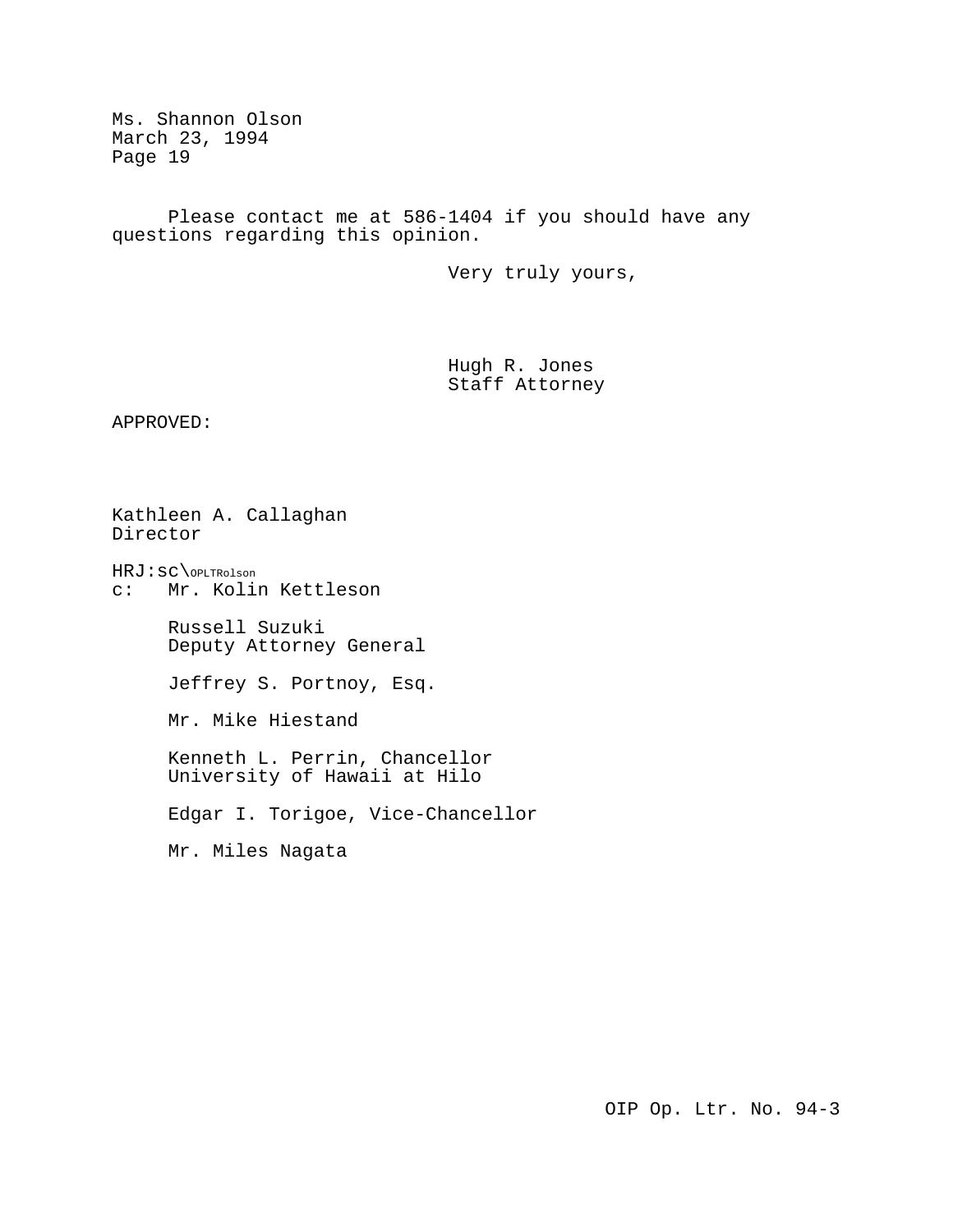Please contact me at 586-1404 if you should have any questions regarding this opinion.

Very truly yours,

Hugh R. Jones
Staff Attorney

APPROVED:

Kathleen A. Callaghan
Director

HRJ:sc\OPLTRolson
c: Mr. Kolin Kettleson

Russell Suzuki
Deputy Attorney General

Jeffrey S. Portnoy, Esq.

Mr. Mike Hiestand

Kenneth L. Perrin, Chancellor
University of Hawaii at Hilo

Edgar I. Torigoe, Vice-Chancellor

Mr. Miles Nagata